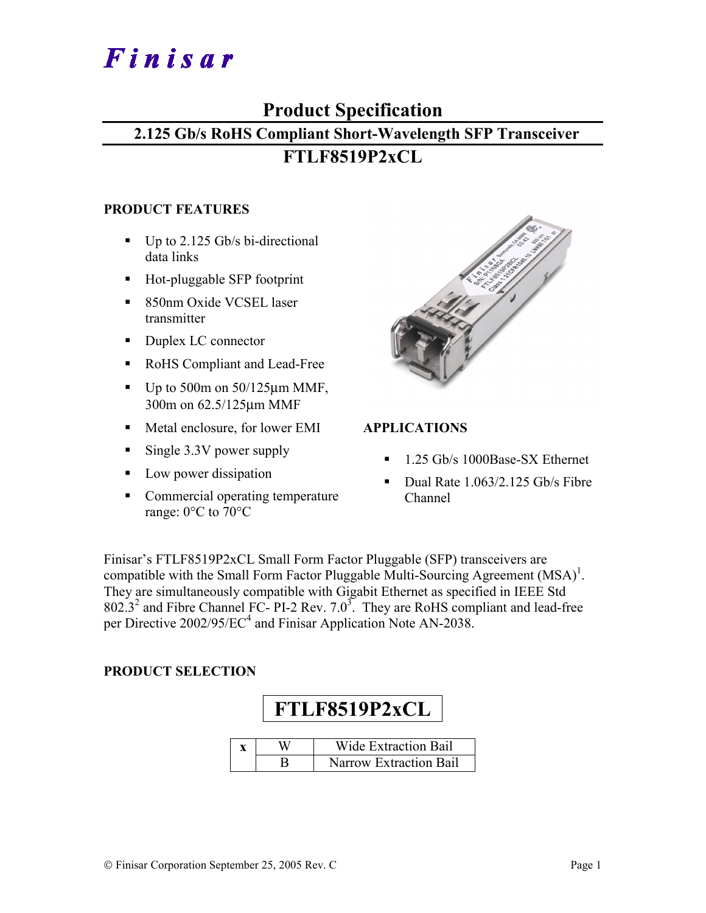# Finisar

## Product Specification

### 2.125 Gb/s RoHS Compliant Short-Wavelength SFP Transceiver

### FTLF8519P2xCL

**PRODUCT FEATURES**

- Up to 2.125 Gb/s bi-directional data links
- Hot-pluggable SFP footprint
- 850nm Oxide VCSEL laser transmitter
- Duplex LC connector
- RoHS Compliant and Lead-Free
- Up to 500m on 50/125µm MMF, 300m on 62.5/125µm MMF
- Metal enclosure, for lower EMI
- Single 3.3V power supply
- Low power dissipation
- Commercial operating temperature range: 0°C to 70°C

**APPLICATIONS**

- 1.25 Gb/s 1000Base-SX Ethernet
- Dual Rate 1.063/2.125 Gb/s Fibre Channel

Finisar's FTLF8519P2xCL Small Form Factor Pluggable (SFP) transceivers are compatible with the Small Form Factor Pluggable Multi-Sourcing Agreement (MSA)[1]. They are simultaneously compatible with Gigabit Ethernet as specified in IEEE Std 802.3[2] and Fibre Channel FC- PI-2 Rev. 7.0[3]. They are RoHS compliant and lead-free per Directive 2002/95/EC[4] and Finisar Application Note AN-2038.

**PRODUCT SELECTION**

**FTLF8519P2xCL**

| x | W | Wide Extraction Bail |
|---|---|---|
| | B | Narrow Extraction Bail |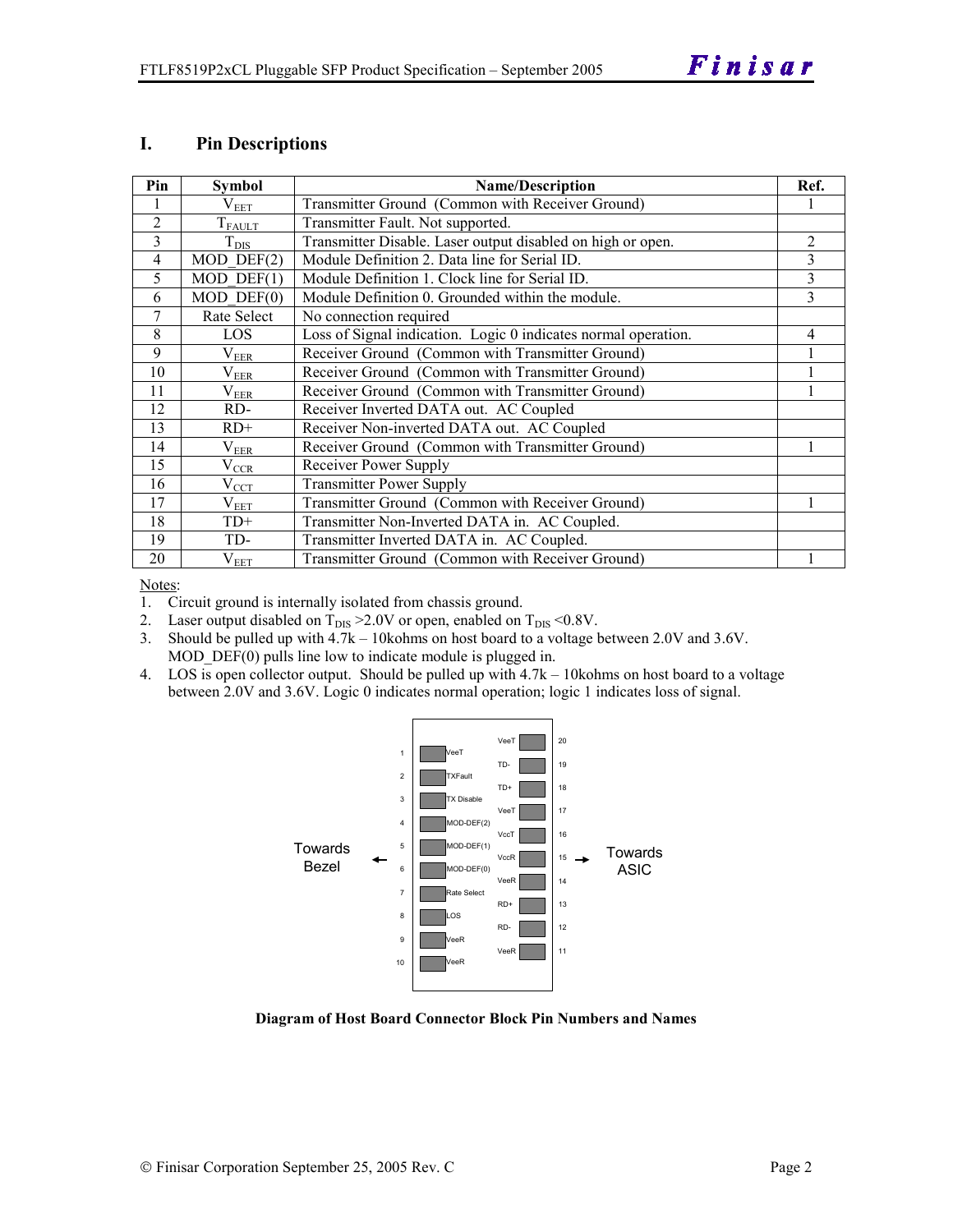## I. Pin Descriptions

| Pin | Symbol | Name/Description | Ref. |
|---|---|---|---|
| 1 | $V_{EET}$ | Transmitter Ground (Common with Receiver Ground) | 1 |
| 2 | $T_{FAULT}$ | Transmitter Fault. Not supported. | |
| 3 | $T_{DIS}$ | Transmitter Disable. Laser output disabled on high or open. | 2 |
| 4 | MOD_DEF(2) | Module Definition 2. Data line for Serial ID. | 3 |
| 5 | MOD_DEF(1) | Module Definition 1. Clock line for Serial ID. | 3 |
| 6 | MOD_DEF(0) | Module Definition 0. Grounded within the module. | 3 |
| 7 | Rate Select | No connection required | |
| 8 | LOS | Loss of Signal indication. Logic 0 indicates normal operation. | 4 |
| 9 | $V_{EER}$ | Receiver Ground (Common with Transmitter Ground) | 1 |
| 10 | $V_{EER}$ | Receiver Ground (Common with Transmitter Ground) | 1 |
| 11 | $V_{EER}$ | Receiver Ground (Common with Transmitter Ground) | 1 |
| 12 | RD- | Receiver Inverted DATA out. AC Coupled | |
| 13 | RD+ | Receiver Non-inverted DATA out. AC Coupled | |
| 14 | $V_{EER}$ | Receiver Ground (Common with Transmitter Ground) | 1 |
| 15 | $V_{CCR}$ | Receiver Power Supply | |
| 16 | $V_{CCT}$ | Transmitter Power Supply | |
| 17 | $V_{EET}$ | Transmitter Ground (Common with Receiver Ground) | 1 |
| 18 | TD+ | Transmitter Non-Inverted DATA in. AC Coupled. | |
| 19 | TD- | Transmitter Inverted DATA in. AC Coupled. | |
| 20 | $V_{EET}$ | Transmitter Ground (Common with Receiver Ground) | 1 |

Notes:

1. Circuit ground is internally isolated from chassis ground.
2. Laser output disabled on $T_{DIS}$ >2.0V or open, enabled on $T_{DIS}$ <0.8V.
3. Should be pulled up with 4.7k – 10kohms on host board to a voltage between 2.0V and 3.6V. MOD_DEF(0) pulls line low to indicate module is plugged in.
4. LOS is open collector output. Should be pulled up with 4.7k – 10kohms on host board to a voltage between 2.0V and 3.6V. Logic 0 indicates normal operation; logic 1 indicates loss of signal.

| Pin | Name | | Name | Pin |
|---|---|---|---|---|
| 1 | VeeT | | VeeT | 20 |
| 2 | TXFault | | TD- | 19 |
| 3 | TX Disable | | TD+ | 18 |
| 4 | MOD-DEF(2) | | VeeT | 17 |
| 5 | MOD-DEF(1) | | VccT | 16 |
| 6 | MOD-DEF(0) | | VccR | 15 |
| 7 | Rate Select | | VeeR | 14 |
| 8 | LOS | | RD+ | 13 |
| 9 | VeeR | | RD- | 12 |
| 10 | VeeR | | VeeR | 11 |

Towards Bezel ← → Towards ASIC

**Diagram of Host Board Connector Block Pin Numbers and Names**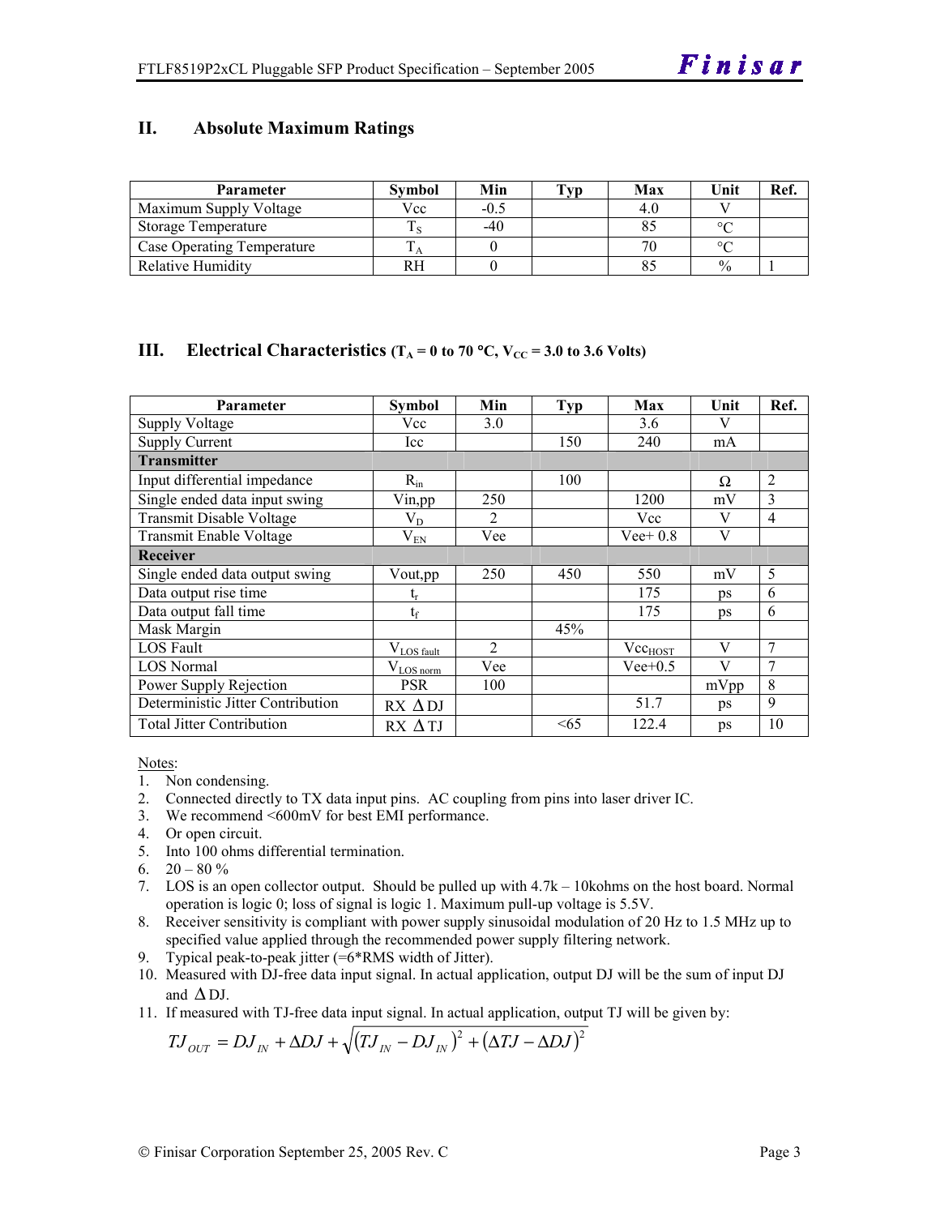## II. Absolute Maximum Ratings

| Parameter | Symbol | Min | Typ | Max | Unit | Ref. |
|---|---|---|---|---|---|---|
| Maximum Supply Voltage | Vcc | -0.5 | | 4.0 | V | |
| Storage Temperature | $T_S$ | -40 | | 85 | °C | |
| Case Operating Temperature | $T_A$ | 0 | | 70 | °C | |
| Relative Humidity | RH | 0 | | 85 | % | 1 |

## III. Electrical Characteristics ($T_A$ = 0 to 70 °C, $V_{CC}$ = 3.0 to 3.6 Volts)

| Parameter | Symbol | Min | Typ | Max | Unit | Ref. |
|---|---|---|---|---|---|---|
| Supply Voltage | Vcc | 3.0 | | 3.6 | V | |
| Supply Current | Icc | | 150 | 240 | mA | |
| **Transmitter** | | | | | | |
| Input differential impedance | $R_{in}$ | | 100 | | Ω | 2 |
| Single ended data input swing | Vin,pp | 250 | | 1200 | mV | 3 |
| Transmit Disable Voltage | $V_D$ | 2 | | Vcc | V | 4 |
| Transmit Enable Voltage | $V_{EN}$ | Vee | | Vee+ 0.8 | V | |
| **Receiver** | | | | | | |
| Single ended data output swing | Vout,pp | 250 | 450 | 550 | mV | 5 |
| Data output rise time | $t_r$ | | | 175 | ps | 6 |
| Data output fall time | $t_f$ | | | 175 | ps | 6 |
| Mask Margin | | | 45% | | | |
| LOS Fault | $V_{LOS\ fault}$ | 2 | | $Vcc_{HOST}$ | V | 7 |
| LOS Normal | $V_{LOS\ norm}$ | Vee | | Vee+0.5 | V | 7 |
| Power Supply Rejection | PSR | 100 | | | mVpp | 8 |
| Deterministic Jitter Contribution | RX ΔDJ | | | 51.7 | ps | 9 |
| Total Jitter Contribution | RX ΔTJ | | <65 | 122.4 | ps | 10 |

Notes:

1. Non condensing.
2. Connected directly to TX data input pins. AC coupling from pins into laser driver IC.
3. We recommend <600mV for best EMI performance.
4. Or open circuit.
5. Into 100 ohms differential termination.
6. 20 – 80 %
7. LOS is an open collector output. Should be pulled up with 4.7k – 10kohms on the host board. Normal operation is logic 0; loss of signal is logic 1. Maximum pull-up voltage is 5.5V.
8. Receiver sensitivity is compliant with power supply sinusoidal modulation of 20 Hz to 1.5 MHz up to specified value applied through the recommended power supply filtering network.
9. Typical peak-to-peak jitter (=6*RMS width of Jitter).
10. Measured with DJ-free data input signal. In actual application, output DJ will be the sum of input DJ and ΔDJ.
11. If measured with TJ-free data input signal. In actual application, output TJ will be given by:

$$TJ_{OUT} = DJ_{IN} + \Delta DJ + \sqrt{\left(TJ_{IN} - DJ_{IN}\right)^2 + \left(\Delta TJ - \Delta DJ\right)^2}$$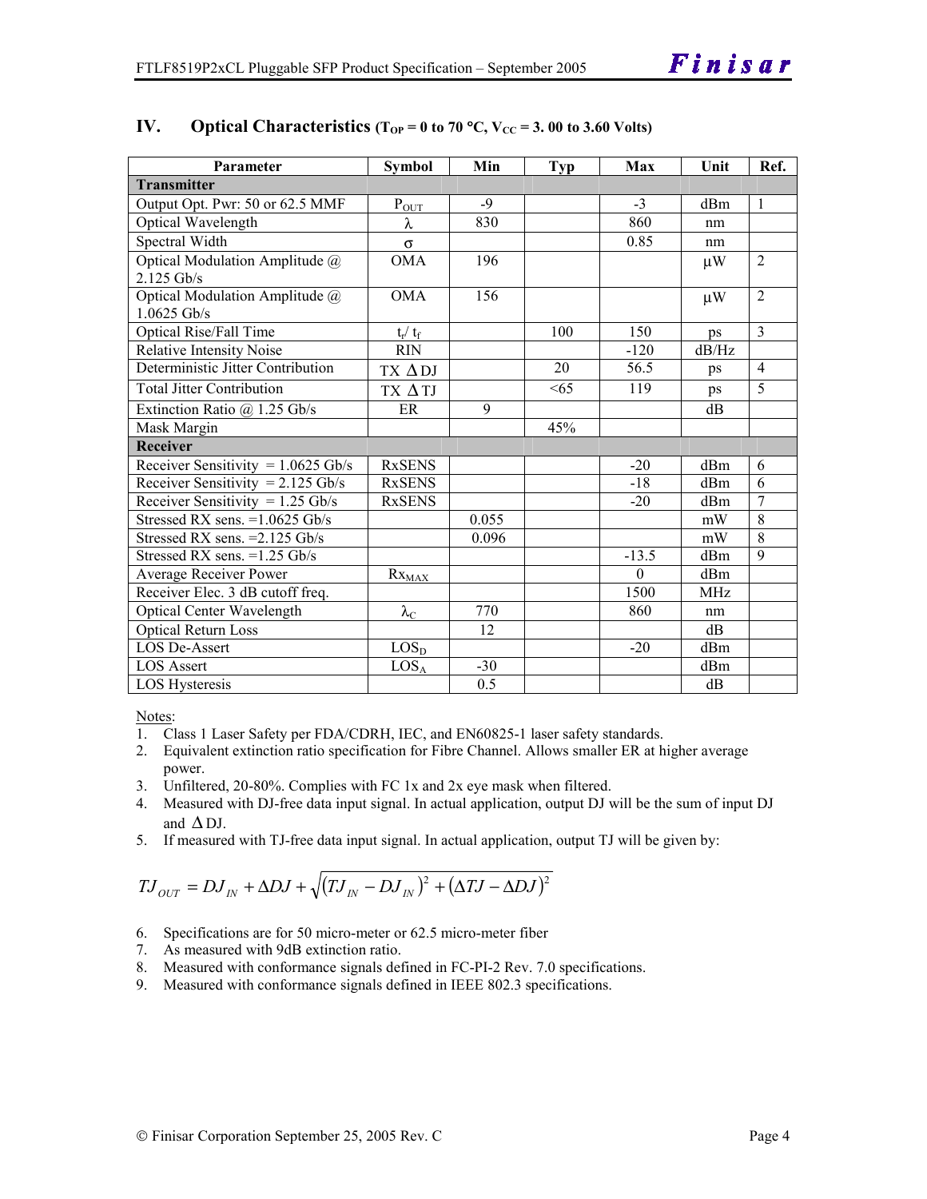## IV. Optical Characteristics ($T_{OP}$ = 0 to 70 °C, $V_{CC}$ = 3. 00 to 3.60 Volts)

| Parameter | Symbol | Min | Typ | Max | Unit | Ref. |
|---|---|---|---|---|---|---|
| **Transmitter** | | | | | | |
| Output Opt. Pwr: 50 or 62.5 MMF | $P_{OUT}$ | -9 | | -3 | dBm | 1 |
| Optical Wavelength | $\lambda$ | 830 | | 860 | nm | |
| Spectral Width | $\sigma$ | | | 0.85 | nm | |
| Optical Modulation Amplitude @ 2.125 Gb/s | OMA | 196 | | | μW | 2 |
| Optical Modulation Amplitude @ 1.0625 Gb/s | OMA | 156 | | | μW | 2 |
| Optical Rise/Fall Time | $t_r$/ $t_f$ | | 100 | 150 | ps | 3 |
| Relative Intensity Noise | RIN | | | -120 | dB/Hz | |
| Deterministic Jitter Contribution | TX $\Delta$DJ | | 20 | 56.5 | ps | 4 |
| Total Jitter Contribution | TX $\Delta$TJ | | <65 | 119 | ps | 5 |
| Extinction Ratio @ 1.25 Gb/s | ER | 9 | | | dB | |
| Mask Margin | | | 45% | | | |
| **Receiver** | | | | | | |
| Receiver Sensitivity = 1.0625 Gb/s | RxSENS | | | -20 | dBm | 6 |
| Receiver Sensitivity = 2.125 Gb/s | RxSENS | | | -18 | dBm | 6 |
| Receiver Sensitivity = 1.25 Gb/s | RxSENS | | | -20 | dBm | 7 |
| Stressed RX sens. =1.0625 Gb/s | | 0.055 | | | mW | 8 |
| Stressed RX sens. =2.125 Gb/s | | 0.096 | | | mW | 8 |
| Stressed RX sens. =1.25 Gb/s | | | | -13.5 | dBm | 9 |
| Average Receiver Power | $Rx_{MAX}$ | | | 0 | dBm | |
| Receiver Elec. 3 dB cutoff freq. | | | | 1500 | MHz | |
| Optical Center Wavelength | $\lambda_C$ | 770 | | 860 | nm | |
| Optical Return Loss | | 12 | | | dB | |
| LOS De-Assert | $LOS_D$ | | | -20 | dBm | |
| LOS Assert | $LOS_A$ | -30 | | | dBm | |
| LOS Hysteresis | | 0.5 | | | dB | |

Notes:
1. Class 1 Laser Safety per FDA/CDRH, IEC, and EN60825-1 laser safety standards.
2. Equivalent extinction ratio specification for Fibre Channel. Allows smaller ER at higher average power.
3. Unfiltered, 20-80%. Complies with FC 1x and 2x eye mask when filtered.
4. Measured with DJ-free data input signal. In actual application, output DJ will be the sum of input DJ and $\Delta$DJ.
5. If measured with TJ-free data input signal. In actual application, output TJ will be given by:

$$TJ_{OUT} = DJ_{IN} + \Delta DJ + \sqrt{(TJ_{IN} - DJ_{IN})^2 + (\Delta TJ - \Delta DJ)^2}$$

6. Specifications are for 50 micro-meter or 62.5 micro-meter fiber
7. As measured with 9dB extinction ratio.
8. Measured with conformance signals defined in FC-PI-2 Rev. 7.0 specifications.
9. Measured with conformance signals defined in IEEE 802.3 specifications.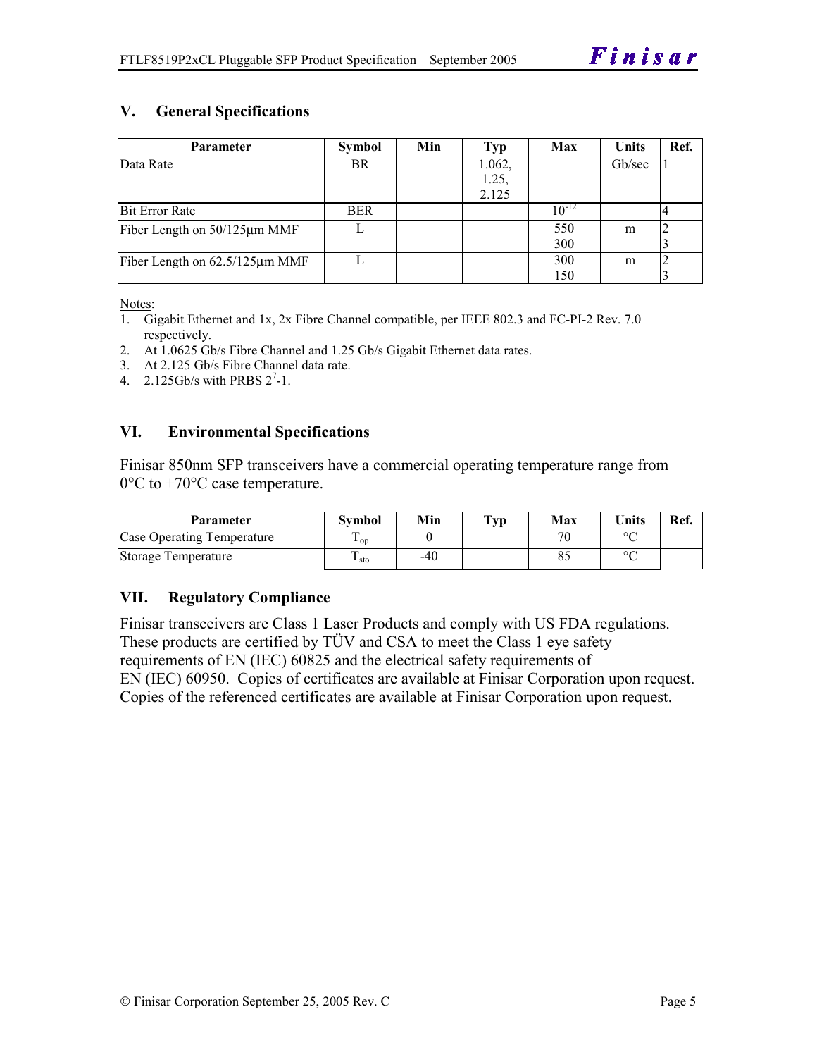## V. General Specifications

| Parameter | Symbol | Min | Typ | Max | Units | Ref. |
|---|---|---|---|---|---|---|
| Data Rate | BR | | 1.062, 1.25, 2.125 | | Gb/sec | 1 |
| Bit Error Rate | BER | | | $10^{-12}$ | | 4 |
| Fiber Length on 50/125µm MMF | L | | | 550 300 | m | 2 3 |
| Fiber Length on 62.5/125µm MMF | L | | | 300 150 | m | 2 3 |

Notes:

1. Gigabit Ethernet and 1x, 2x Fibre Channel compatible, per IEEE 802.3 and FC-PI-2 Rev. 7.0 respectively.
2. At 1.0625 Gb/s Fibre Channel and 1.25 Gb/s Gigabit Ethernet data rates.
3. At 2.125 Gb/s Fibre Channel data rate.
4. 2.125Gb/s with PRBS $2^7$-1.

## VI. Environmental Specifications

Finisar 850nm SFP transceivers have a commercial operating temperature range from 0°C to +70°C case temperature.

| Parameter | Symbol | Min | Typ | Max | Units | Ref. |
|---|---|---|---|---|---|---|
| Case Operating Temperature | $T_{op}$ | 0 | | 70 | °C | |
| Storage Temperature | $T_{sto}$ | -40 | | 85 | °C | |

## VII. Regulatory Compliance

Finisar transceivers are Class 1 Laser Products and comply with US FDA regulations. These products are certified by TÜV and CSA to meet the Class 1 eye safety requirements of EN (IEC) 60825 and the electrical safety requirements of EN (IEC) 60950. Copies of certificates are available at Finisar Corporation upon request. Copies of the referenced certificates are available at Finisar Corporation upon request.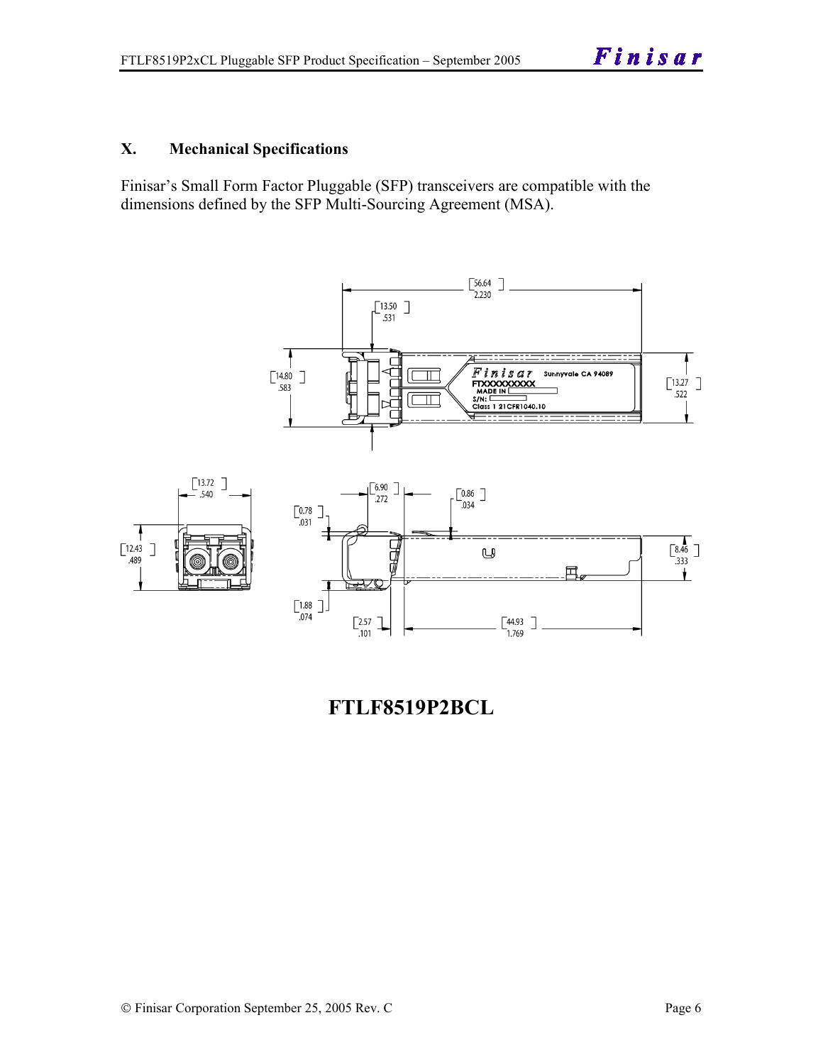## X. Mechanical Specifications

Finisar's Small Form Factor Pluggable (SFP) transceivers are compatible with the dimensions defined by the SFP Multi-Sourcing Agreement (MSA).

**FTLF8519P2BCL**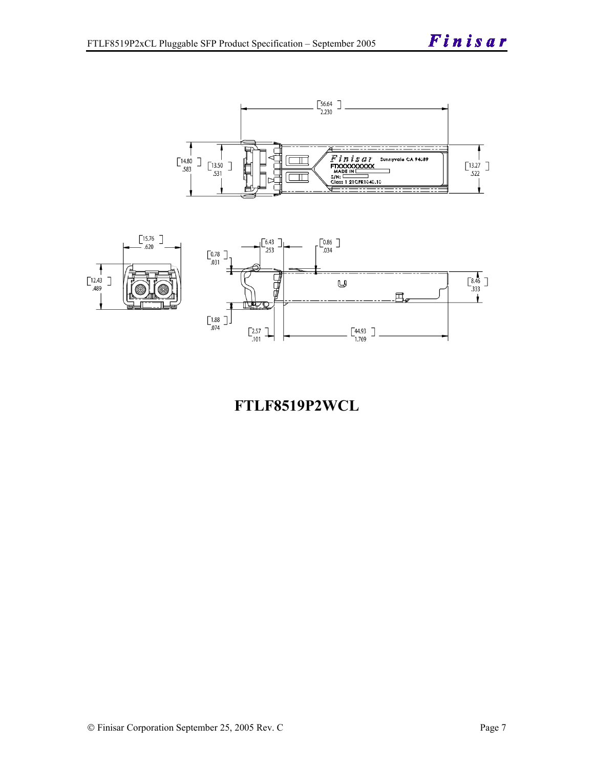**FTLF8519P2WCL**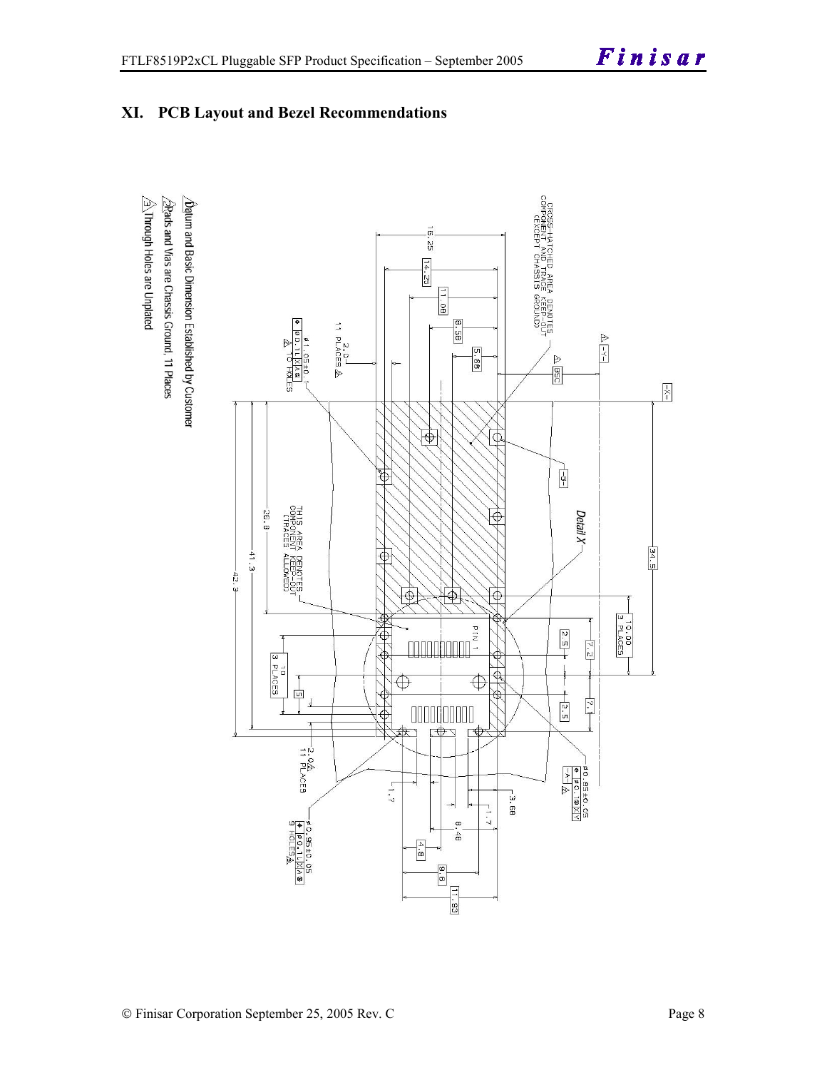# XI. PCB Layout and Bezel Recommendations

CROSS-HATCHED AREA DENOTES COMPONENT AND TRACE KEEP-OUT (EXCEPT CHASSIS GROUND)

THIS AREA DENOTES COMPONENT KEEP-OUT (TRACES ALLOWED)

Detail X

PIN 1

⌀1.05±0.1 — ⌖ ⌀0.1 L X A S — 16 HOLES 3

2.0 — 11 PLACES 2

⌀0.85±0.05 — ⌖ ⌀0.1 L X A S — 9 HOLES 3

⌀0.85±0.05 — ⌖ ⌀0.1 M X Y — -A- 1

16.25, 14.25, 11.08, 8.58, 5.68, 8.58 BSC, 34.5, 10.00 3 PLACES, 7.2, 2.5, 2.5, 7.1, 26.8, 41.3, 42.3, 10 3 PLACES, 5, 1.7, 3.68, 1.7, 8.48, 4.8, 9.6, 11.93

1. Datum and Basic Dimension Established by Customer
2. Pads and Vias are Chassis Ground, 11 Places
3. Through Holes are Unplated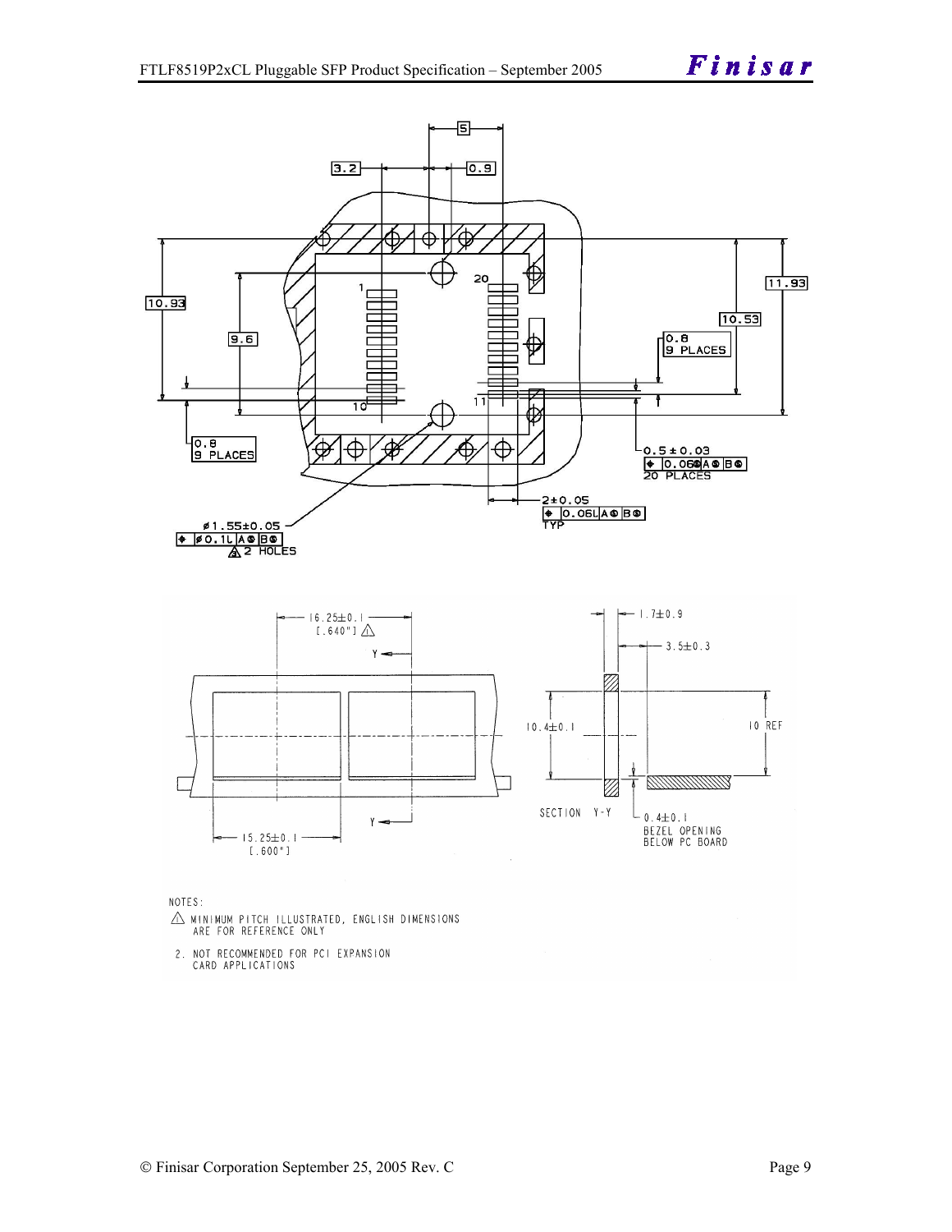3.2 | 0.9 | 5

10.93 | 9.6 | 11.93 | 10.53

0.8
9 PLACES

0.8
9 PLACES

0.5 ± 0.03
0.06 A B
20 PLACES

2±0.05
0.06L A B
TYP

ø1.55±0.05
ø0.1L A B
2 HOLES

16.25±0.1
[.640"]

15.25±0.1
[.600"]

1.7±0.9

3.5±0.3

10.4±0.1

10 REF

SECTION Y-Y

0.4±0.1
BEZEL OPENING
BELOW PC BOARD

NOTES:

1. MINIMUM PITCH ILLUSTRATED, ENGLISH DIMENSIONS ARE FOR REFERENCE ONLY

2. NOT RECOMMENDED FOR PCI EXPANSION CARD APPLICATIONS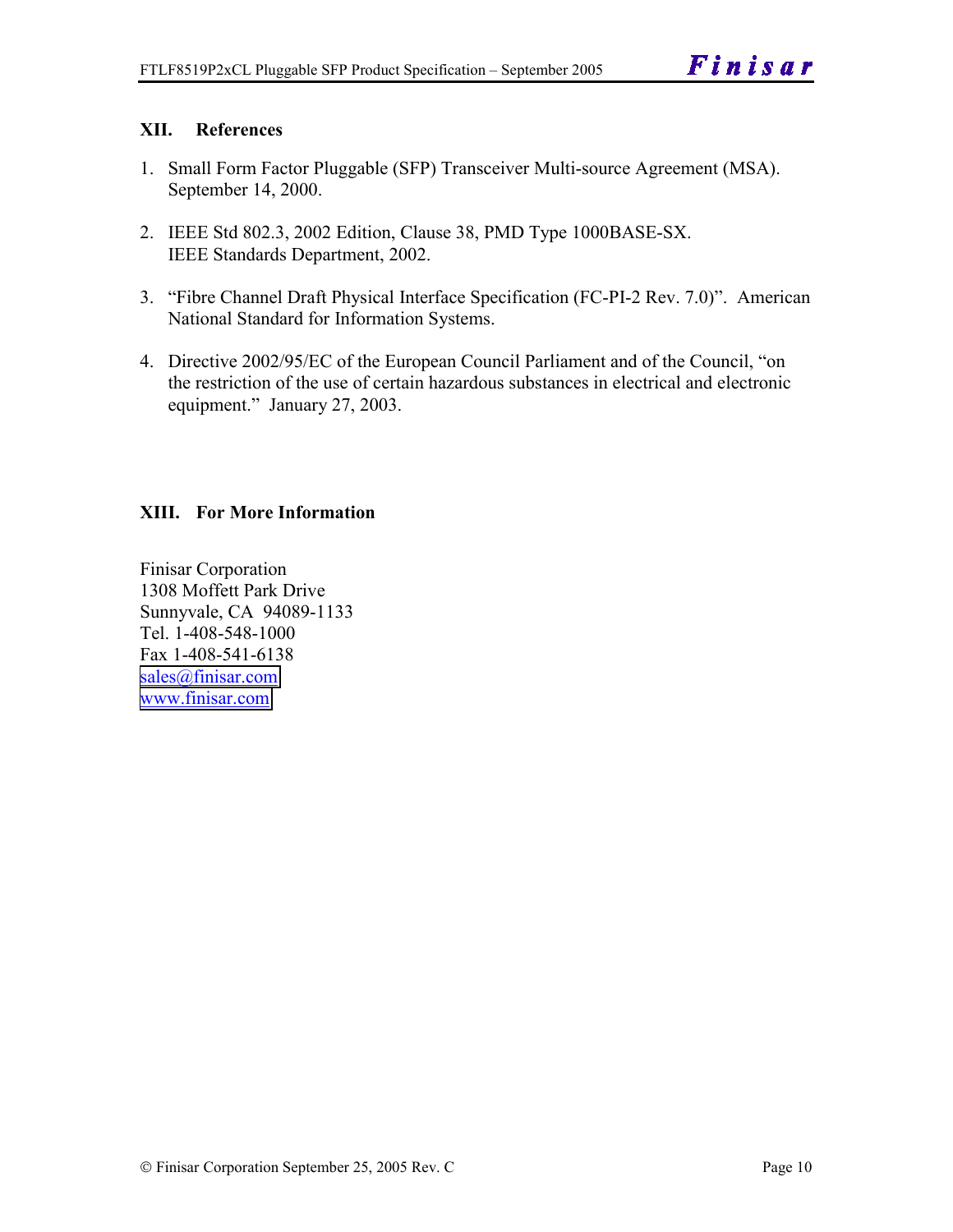## XII. References

1. Small Form Factor Pluggable (SFP) Transceiver Multi-source Agreement (MSA). September 14, 2000.

2. IEEE Std 802.3, 2002 Edition, Clause 38, PMD Type 1000BASE-SX. IEEE Standards Department, 2002.

3. "Fibre Channel Draft Physical Interface Specification (FC-PI-2 Rev. 7.0)". American National Standard for Information Systems.

4. Directive 2002/95/EC of the European Council Parliament and of the Council, "on the restriction of the use of certain hazardous substances in electrical and electronic equipment." January 27, 2003.

## XIII. For More Information

Finisar Corporation
1308 Moffett Park Drive
Sunnyvale, CA 94089-1133
Tel. 1-408-548-1000
Fax 1-408-541-6138
sales@finisar.com
www.finisar.com